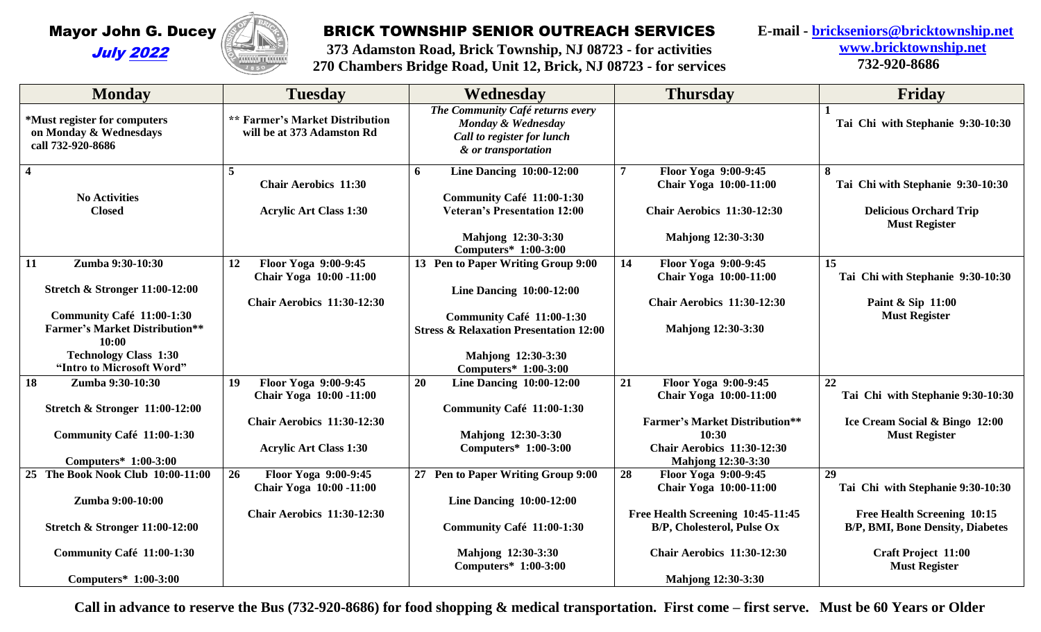Mayor John G. Ducey
*July 2022*

# BRICK TOWNSHIP SENIOR OUTREACH SERVICES

**373 Adamston Road, Brick Township, NJ 08723 - for activities**
**270 Chambers Bridge Road, Unit 12, Brick, NJ 08723 - for services**

**E-mail - bricksеniors@bricktownship.net**
**www.bricktownship.net**
**732-920-8686**

| Monday | Tuesday | Wednesday | Thursday | Friday |
|---|---|---|---|---|
| ***Must register for computers on Monday & Wednesdays** call 732-920-8686 | **\*\* Farmer's Market Distribution will be at 373 Adamston Rd** | ***The Community Café returns every Monday & Wednesday Call to register for lunch & or transportation*** | | **1** Tai Chi with Stephanie 9:30-10:30 |
| **4** No Activities Closed | **5** Chair Aerobics 11:30 Acrylic Art Class 1:30 | **6** Line Dancing 10:00-12:00 Community Café 11:00-1:30 Veteran's Presentation 12:00 Mahjong 12:30-3:30 Computers* 1:00-3:00 | **7** Floor Yoga 9:00-9:45 Chair Yoga 10:00-11:00 Chair Aerobics 11:30-12:30 Mahjong 12:30-3:30 | **8** Tai Chi with Stephanie 9:30-10:30 Delicious Orchard Trip Must Register |
| **11** Zumba 9:30-10:30 Stretch & Stronger 11:00-12:00 Community Café 11:00-1:30 Farmer's Market Distribution** 10:00 Technology Class 1:30 "Intro to Microsoft Word" | **12** Floor Yoga 9:00-9:45 Chair Yoga 10:00 -11:00 Chair Aerobics 11:30-12:30 | **13** Pen to Paper Writing Group 9:00 Line Dancing 10:00-12:00 Community Café 11:00-1:30 Stress & Relaxation Presentation 12:00 Mahjong 12:30-3:30 Computers* 1:00-3:00 | **14** Floor Yoga 9:00-9:45 Chair Yoga 10:00-11:00 Chair Aerobics 11:30-12:30 Mahjong 12:30-3:30 | **15** Tai Chi with Stephanie 9:30-10:30 Paint & Sip 11:00 Must Register |
| **18** Zumba 9:30-10:30 Stretch & Stronger 11:00-12:00 Community Café 11:00-1:30 Computers* 1:00-3:00 | **19** Floor Yoga 9:00-9:45 Chair Yoga 10:00 -11:00 Chair Aerobics 11:30-12:30 Acrylic Art Class 1:30 | **20** Line Dancing 10:00-12:00 Community Café 11:00-1:30 Mahjong 12:30-3:30 Computers* 1:00-3:00 | **21** Floor Yoga 9:00-9:45 Chair Yoga 10:00-11:00 Farmer's Market Distribution** 10:30 Chair Aerobics 11:30-12:30 Mahjong 12:30-3:30 | **22** Tai Chi with Stephanie 9:30-10:30 Ice Cream Social & Bingo 12:00 Must Register |
| **25** The Book Nook Club 10:00-11:00 Zumba 9:00-10:00 Stretch & Stronger 11:00-12:00 Community Café 11:00-1:30 Computers* 1:00-3:00 | **26** Floor Yoga 9:00-9:45 Chair Yoga 10:00 -11:00 Chair Aerobics 11:30-12:30 | **27** Pen to Paper Writing Group 9:00 Line Dancing 10:00-12:00 Community Café 11:00-1:30 Mahjong 12:30-3:30 Computers* 1:00-3:00 | **28** Floor Yoga 9:00-9:45 Chair Yoga 10:00-11:00 Free Health Screening 10:45-11:45 B/P, Cholesterol, Pulse Ox Chair Aerobics 11:30-12:30 Mahjong 12:30-3:30 | **29** Tai Chi with Stephanie 9:30-10:30 Free Health Screening 10:15 B/P, BMI, Bone Density, Diabetes Craft Project 11:00 Must Register |

**Call in advance to reserve the Bus (732-920-8686) for food shopping & medical transportation. First come – first serve. Must be 60 Years or Older**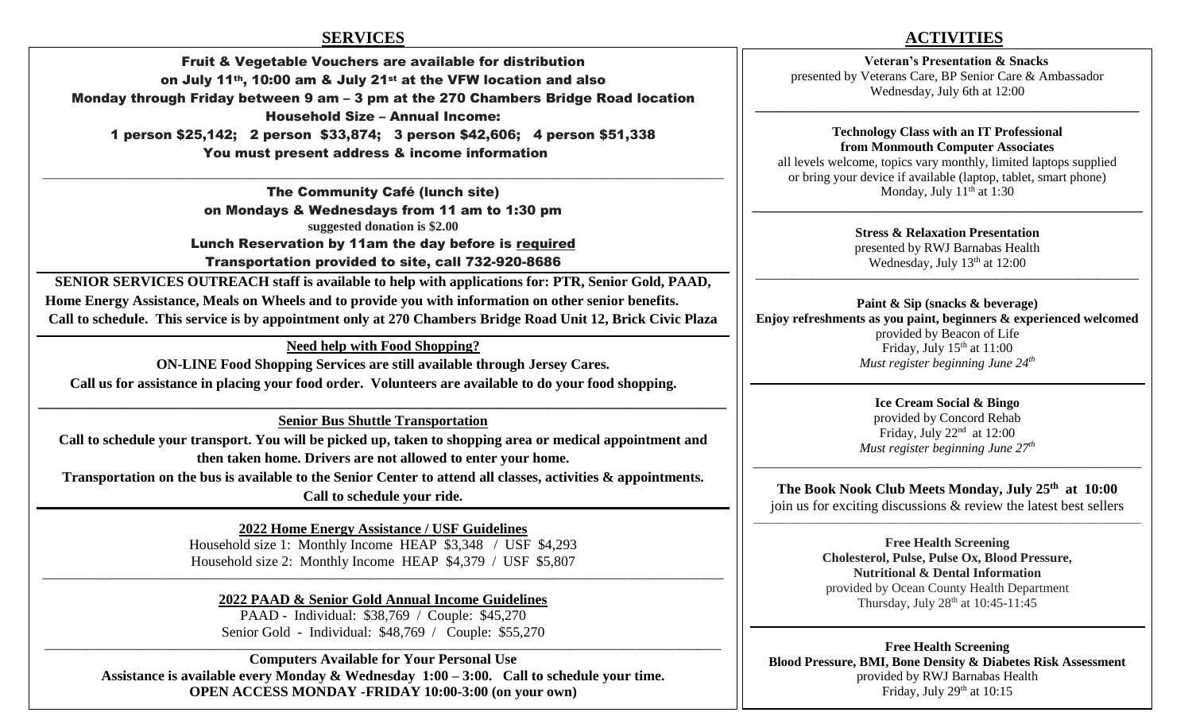## SERVICES

**Fruit & Vegetable Vouchers are available for distribution on July 11th, 10:00 am & July 21st at the VFW location and also Monday through Friday between 9 am – 3 pm at the 270 Chambers Bridge Road location**

**Household Size – Annual Income:**

**1 person $25,142; 2 person $33,874; 3 person $42,606; 4 person $51,338**

**You must present address & income information**

---

**The Community Café (lunch site)**

**on Mondays & Wednesdays from 11 am to 1:30 pm**

**suggested donation is $2.00**

**Lunch Reservation by 11am the day before is required**

**Transportation provided to site, call 732-920-8686**

---

**SENIOR SERVICES OUTREACH staff is available to help with applications for: PTR, Senior Gold, PAAD, Home Energy Assistance, Meals on Wheels and to provide you with information on other senior benefits. Call to schedule. This service is by appointment only at 270 Chambers Bridge Road Unit 12, Brick Civic Plaza**

---

**Need help with Food Shopping?**

**ON-LINE Food Shopping Services are still available through Jersey Cares.**

**Call us for assistance in placing your food order. Volunteers are available to do your food shopping.**

---

**Senior Bus Shuttle Transportation**

**Call to schedule your transport. You will be picked up, taken to shopping area or medical appointment and then taken home. Drivers are not allowed to enter your home.**

**Transportation on the bus is available to the Senior Center to attend all classes, activities & appointments. Call to schedule your ride.**

---

**2022 Home Energy Assistance / USF Guidelines**

Household size 1: Monthly Income HEAP $3,348 / USF $4,293

Household size 2: Monthly Income HEAP $4,379 / USF $5,807

---

**2022 PAAD & Senior Gold Annual Income Guidelines**

PAAD - Individual: $38,769 / Couple: $45,270

Senior Gold - Individual: $48,769 / Couple: $55,270

---

**Computers Available for Your Personal Use**

**Assistance is available every Monday & Wednesday 1:00 – 3:00. Call to schedule your time.**

**OPEN ACCESS MONDAY -FRIDAY 10:00-3:00 (on your own)**

## ACTIVITIES

**Veteran's Presentation & Snacks**

presented by Veterans Care, BP Senior Care & Ambassador

Wednesday, July 6th at 12:00

---

**Technology Class with an IT Professional from Monmouth Computer Associates**

all levels welcome, topics vary monthly, limited laptops supplied or bring your device if available (laptop, tablet, smart phone)

Monday, July 11th at 1:30

---

**Stress & Relaxation Presentation**

presented by RWJ Barnabas Health

Wednesday, July 13th at 12:00

---

**Paint & Sip (snacks & beverage)**

**Enjoy refreshments as you paint, beginners & experienced welcomed**

provided by Beacon of Life

Friday, July 15th at 11:00

*Must register beginning June 24th*

---

**Ice Cream Social & Bingo**

provided by Concord Rehab

Friday, July 22nd at 12:00

*Must register beginning June 27th*

---

**The Book Nook Club Meets Monday, July 25th at 10:00**

join us for exciting discussions & review the latest best sellers

---

**Free Health Screening**

**Cholesterol, Pulse, Pulse Ox, Blood Pressure, Nutritional & Dental Information**

provided by Ocean County Health Department

Thursday, July 28th at 10:45-11:45

---

**Free Health Screening**

**Blood Pressure, BMI, Bone Density & Diabetes Risk Assessment**

provided by RWJ Barnabas Health

Friday, July 29th at 10:15